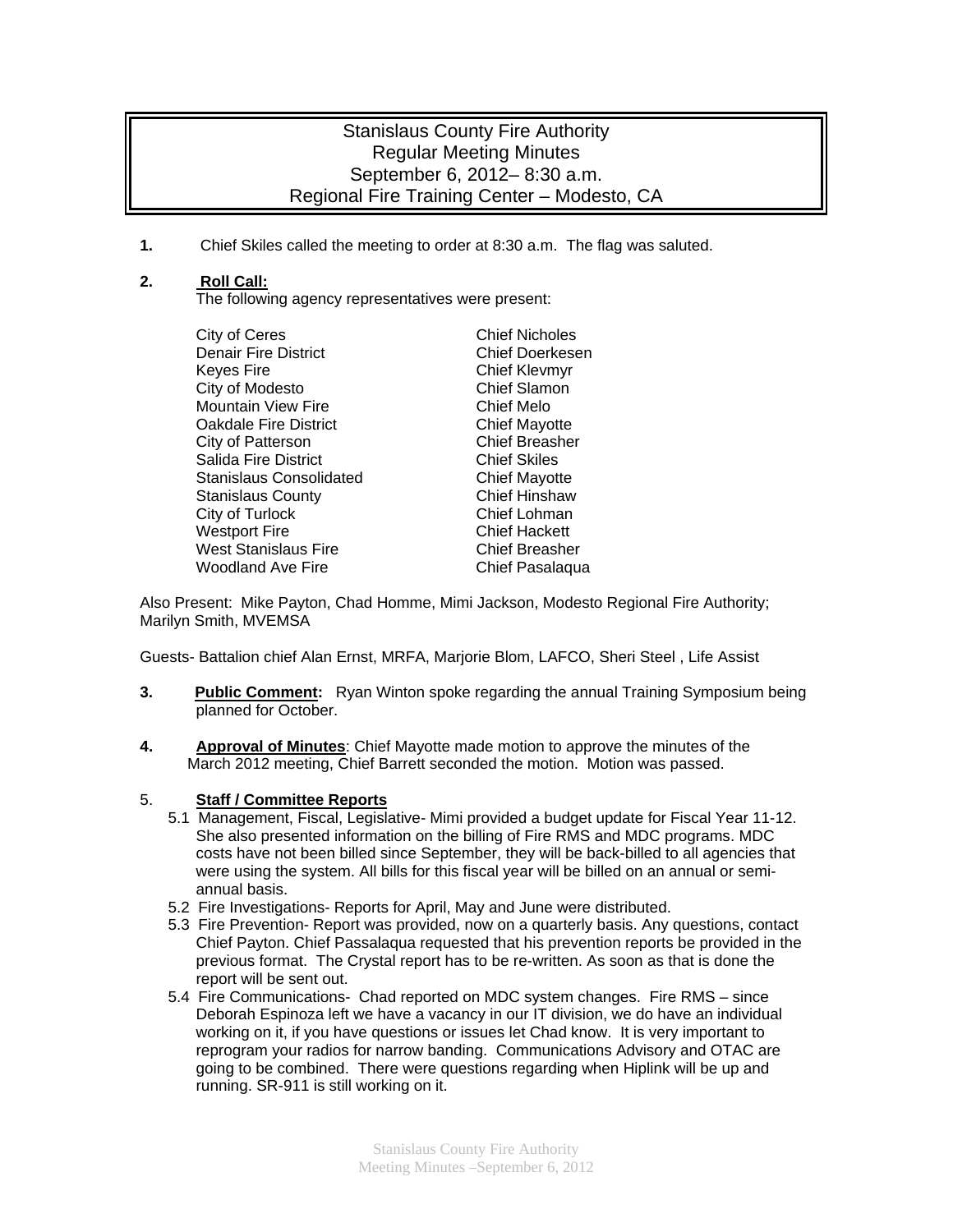# Stanislaus County Fire Authority
## Regular Meeting Minutes
## September 6, 2012– 8:30 a.m.
## Regional Fire Training Center – Modesto, CA

**1.** Chief Skiles called the meeting to order at 8:30 a.m. The flag was saluted.

**2.** **Roll Call:**
The following agency representatives were present:

| | |
|---|---|
| City of Ceres | Chief Nicholes |
| Denair Fire District | Chief Doerkesen |
| Keyes Fire | Chief Klevmyr |
| City of Modesto | Chief Slamon |
| Mountain View Fire | Chief Melo |
| Oakdale Fire District | Chief Mayotte |
| City of Patterson | Chief Breasher |
| Salida Fire District | Chief Skiles |
| Stanislaus Consolidated | Chief Mayotte |
| Stanislaus County | Chief Hinshaw |
| City of Turlock | Chief Lohman |
| Westport Fire | Chief Hackett |
| West Stanislaus Fire | Chief Breasher |
| Woodland Ave Fire | Chief Pasalaqua |

Also Present: Mike Payton, Chad Homme, Mimi Jackson, Modesto Regional Fire Authority; Marilyn Smith, MVEMSA

Guests- Battalion chief Alan Ernst, MRFA, Marjorie Blom, LAFCO, Sheri Steel , Life Assist

**3.** **Public Comment:** Ryan Winton spoke regarding the annual Training Symposium being planned for October.

**4.** **Approval of Minutes**: Chief Mayotte made motion to approve the minutes of the March 2012 meeting, Chief Barrett seconded the motion. Motion was passed.

5. **Staff / Committee Reports**

5.1 Management, Fiscal, Legislative- Mimi provided a budget update for Fiscal Year 11-12. She also presented information on the billing of Fire RMS and MDC programs. MDC costs have not been billed since September, they will be back-billed to all agencies that were using the system. All bills for this fiscal year will be billed on an annual or semi-annual basis.

5.2 Fire Investigations- Reports for April, May and June were distributed.

5.3 Fire Prevention- Report was provided, now on a quarterly basis. Any questions, contact Chief Payton. Chief Passalaqua requested that his prevention reports be provided in the previous format. The Crystal report has to be re-written. As soon as that is done the report will be sent out.

5.4 Fire Communications- Chad reported on MDC system changes. Fire RMS – since Deborah Espinoza left we have a vacancy in our IT division, we do have an individual working on it, if you have questions or issues let Chad know. It is very important to reprogram your radios for narrow banding. Communications Advisory and OTAC are going to be combined. There were questions regarding when Hiplink will be up and running. SR-911 is still working on it.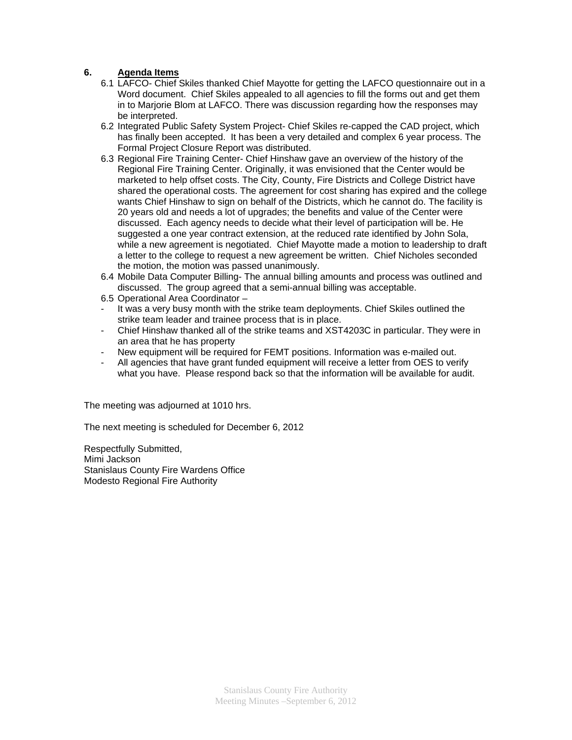## 6. Agenda Items

6.1 LAFCO- Chief Skiles thanked Chief Mayotte for getting the LAFCO questionnaire out in a Word document. Chief Skiles appealed to all agencies to fill the forms out and get them in to Marjorie Blom at LAFCO. There was discussion regarding how the responses may be interpreted.

6.2 Integrated Public Safety System Project- Chief Skiles re-capped the CAD project, which has finally been accepted. It has been a very detailed and complex 6 year process. The Formal Project Closure Report was distributed.

6.3 Regional Fire Training Center- Chief Hinshaw gave an overview of the history of the Regional Fire Training Center. Originally, it was envisioned that the Center would be marketed to help offset costs. The City, County, Fire Districts and College District have shared the operational costs. The agreement for cost sharing has expired and the college wants Chief Hinshaw to sign on behalf of the Districts, which he cannot do. The facility is 20 years old and needs a lot of upgrades; the benefits and value of the Center were discussed. Each agency needs to decide what their level of participation will be. He suggested a one year contract extension, at the reduced rate identified by John Sola, while a new agreement is negotiated. Chief Mayotte made a motion to leadership to draft a letter to the college to request a new agreement be written. Chief Nicholes seconded the motion, the motion was passed unanimously.

6.4 Mobile Data Computer Billing- The annual billing amounts and process was outlined and discussed. The group agreed that a semi-annual billing was acceptable.

6.5 Operational Area Coordinator –

- It was a very busy month with the strike team deployments. Chief Skiles outlined the strike team leader and trainee process that is in place.
- Chief Hinshaw thanked all of the strike teams and XST4203C in particular. They were in an area that he has property
- New equipment will be required for FEMT positions. Information was e-mailed out.
- All agencies that have grant funded equipment will receive a letter from OES to verify what you have. Please respond back so that the information will be available for audit.

The meeting was adjourned at 1010 hrs.

The next meeting is scheduled for December 6, 2012

Respectfully Submitted,
Mimi Jackson
Stanislaus County Fire Wardens Office
Modesto Regional Fire Authority